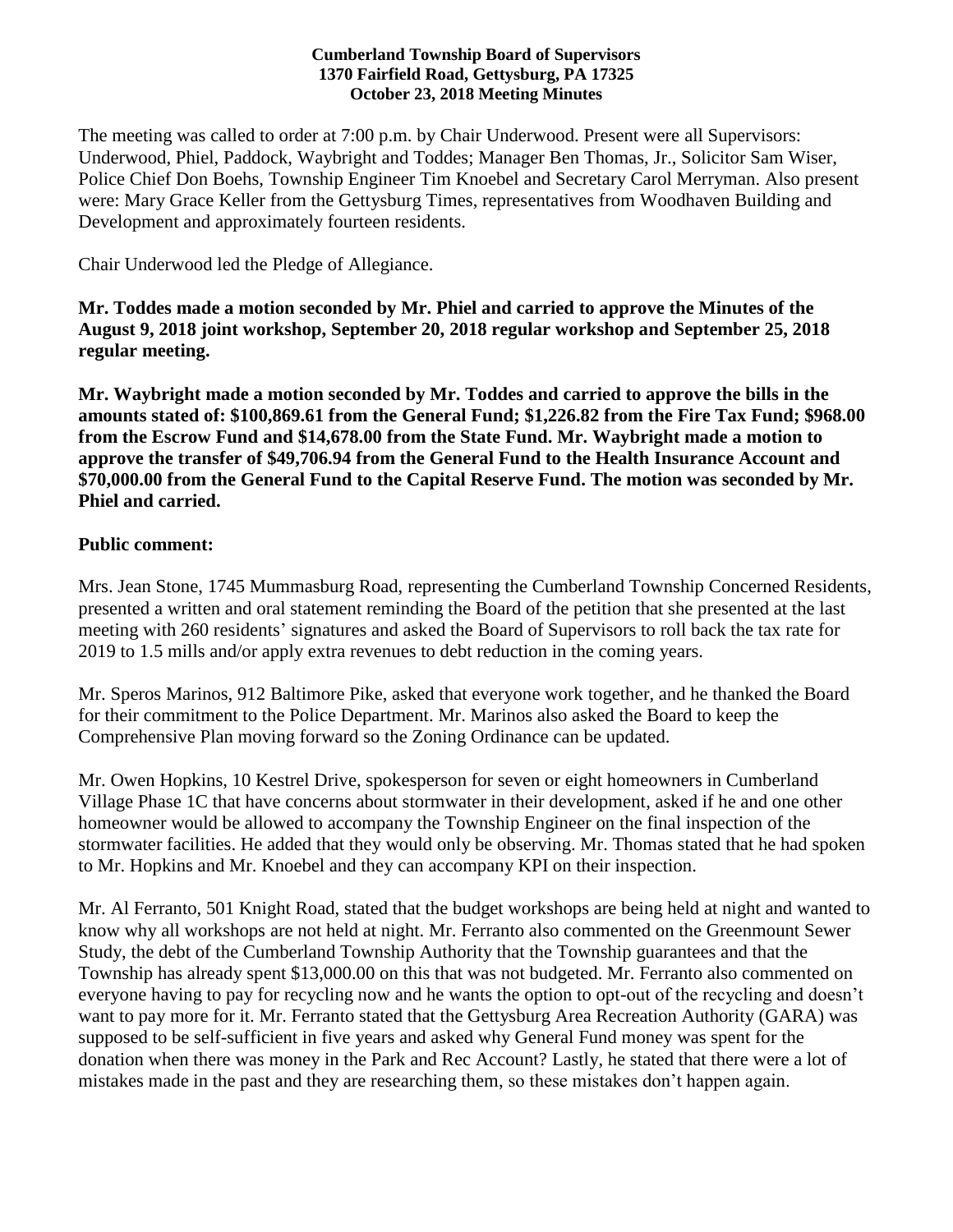**Cumberland Township Board of Supervisors**
**1370 Fairfield Road, Gettysburg, PA 17325**
**October 23, 2018 Meeting Minutes**

The meeting was called to order at 7:00 p.m. by Chair Underwood. Present were all Supervisors: Underwood, Phiel, Paddock, Waybright and Toddes; Manager Ben Thomas, Jr., Solicitor Sam Wiser, Police Chief Don Boehs, Township Engineer Tim Knoebel and Secretary Carol Merryman. Also present were: Mary Grace Keller from the Gettysburg Times, representatives from Woodhaven Building and Development and approximately fourteen residents.

Chair Underwood led the Pledge of Allegiance.

**Mr. Toddes made a motion seconded by Mr. Phiel and carried to approve the Minutes of the August 9, 2018 joint workshop, September 20, 2018 regular workshop and September 25, 2018 regular meeting.**

**Mr. Waybright made a motion seconded by Mr. Toddes and carried to approve the bills in the amounts stated of: $100,869.61 from the General Fund; $1,226.82 from the Fire Tax Fund; $968.00 from the Escrow Fund and $14,678.00 from the State Fund. Mr. Waybright made a motion to approve the transfer of $49,706.94 from the General Fund to the Health Insurance Account and $70,000.00 from the General Fund to the Capital Reserve Fund. The motion was seconded by Mr. Phiel and carried.**

**Public comment:**

Mrs. Jean Stone, 1745 Mummasburg Road, representing the Cumberland Township Concerned Residents, presented a written and oral statement reminding the Board of the petition that she presented at the last meeting with 260 residents' signatures and asked the Board of Supervisors to roll back the tax rate for 2019 to 1.5 mills and/or apply extra revenues to debt reduction in the coming years.

Mr. Speros Marinos, 912 Baltimore Pike, asked that everyone work together, and he thanked the Board for their commitment to the Police Department. Mr. Marinos also asked the Board to keep the Comprehensive Plan moving forward so the Zoning Ordinance can be updated.

Mr. Owen Hopkins, 10 Kestrel Drive, spokesperson for seven or eight homeowners in Cumberland Village Phase 1C that have concerns about stormwater in their development, asked if he and one other homeowner would be allowed to accompany the Township Engineer on the final inspection of the stormwater facilities. He added that they would only be observing. Mr. Thomas stated that he had spoken to Mr. Hopkins and Mr. Knoebel and they can accompany KPI on their inspection.

Mr. Al Ferranto, 501 Knight Road, stated that the budget workshops are being held at night and wanted to know why all workshops are not held at night. Mr. Ferranto also commented on the Greenmount Sewer Study, the debt of the Cumberland Township Authority that the Township guarantees and that the Township has already spent $13,000.00 on this that was not budgeted. Mr. Ferranto also commented on everyone having to pay for recycling now and he wants the option to opt-out of the recycling and doesn't want to pay more for it. Mr. Ferranto stated that the Gettysburg Area Recreation Authority (GARA) was supposed to be self-sufficient in five years and asked why General Fund money was spent for the donation when there was money in the Park and Rec Account? Lastly, he stated that there were a lot of mistakes made in the past and they are researching them, so these mistakes don't happen again.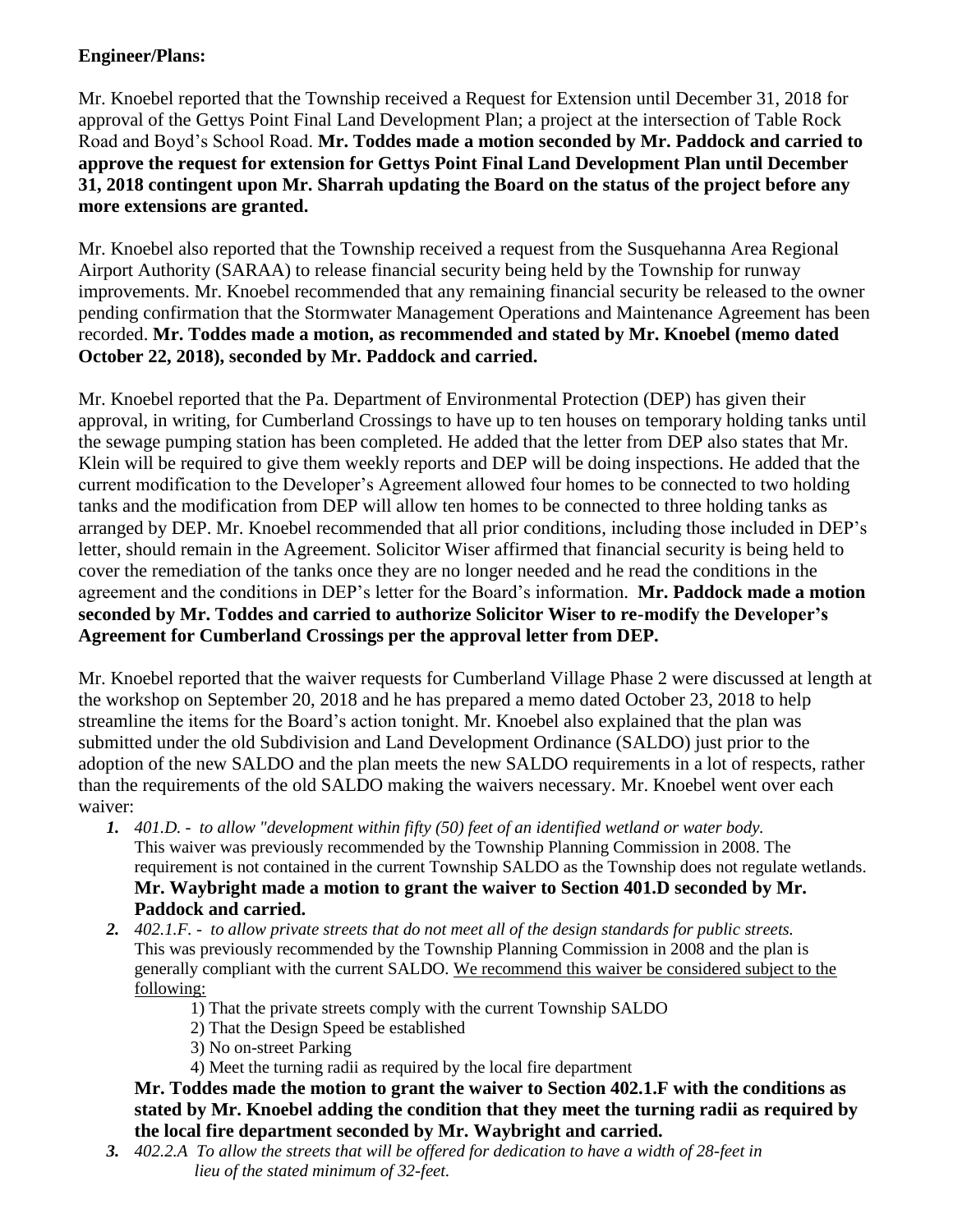**Engineer/Plans:**

Mr. Knoebel reported that the Township received a Request for Extension until December 31, 2018 for approval of the Gettys Point Final Land Development Plan; a project at the intersection of Table Rock Road and Boyd's School Road. **Mr. Toddes made a motion seconded by Mr. Paddock and carried to approve the request for extension for Gettys Point Final Land Development Plan until December 31, 2018 contingent upon Mr. Sharrah updating the Board on the status of the project before any more extensions are granted.**

Mr. Knoebel also reported that the Township received a request from the Susquehanna Area Regional Airport Authority (SARAA) to release financial security being held by the Township for runway improvements. Mr. Knoebel recommended that any remaining financial security be released to the owner pending confirmation that the Stormwater Management Operations and Maintenance Agreement has been recorded. **Mr. Toddes made a motion, as recommended and stated by Mr. Knoebel (memo dated October 22, 2018), seconded by Mr. Paddock and carried.**

Mr. Knoebel reported that the Pa. Department of Environmental Protection (DEP) has given their approval, in writing, for Cumberland Crossings to have up to ten houses on temporary holding tanks until the sewage pumping station has been completed. He added that the letter from DEP also states that Mr. Klein will be required to give them weekly reports and DEP will be doing inspections. He added that the current modification to the Developer's Agreement allowed four homes to be connected to two holding tanks and the modification from DEP will allow ten homes to be connected to three holding tanks as arranged by DEP. Mr. Knoebel recommended that all prior conditions, including those included in DEP's letter, should remain in the Agreement. Solicitor Wiser affirmed that financial security is being held to cover the remediation of the tanks once they are no longer needed and he read the conditions in the agreement and the conditions in DEP's letter for the Board's information. **Mr. Paddock made a motion seconded by Mr. Toddes and carried to authorize Solicitor Wiser to re-modify the Developer's Agreement for Cumberland Crossings per the approval letter from DEP.**

Mr. Knoebel reported that the waiver requests for Cumberland Village Phase 2 were discussed at length at the workshop on September 20, 2018 and he has prepared a memo dated October 23, 2018 to help streamline the items for the Board's action tonight. Mr. Knoebel also explained that the plan was submitted under the old Subdivision and Land Development Ordinance (SALDO) just prior to the adoption of the new SALDO and the plan meets the new SALDO requirements in a lot of respects, rather than the requirements of the old SALDO making the waivers necessary. Mr. Knoebel went over each waiver:

1. *401.D. - to allow "development within fifty (50) feet of an identified wetland or water body.*
   This waiver was previously recommended by the Township Planning Commission in 2008. The requirement is not contained in the current Township SALDO as the Township does not regulate wetlands.
   **Mr. Waybright made a motion to grant the waiver to Section 401.D seconded by Mr. Paddock and carried.**
2. *402.1.F. - to allow private streets that do not meet all of the design standards for public streets.*
   This was previously recommended by the Township Planning Commission in 2008 and the plan is generally compliant with the current SALDO. We recommend this waiver be considered subject to the following:
   1) That the private streets comply with the current Township SALDO
   2) That the Design Speed be established
   3) No on-street Parking
   4) Meet the turning radii as required by the local fire department

   **Mr. Toddes made the motion to grant the waiver to Section 402.1.F with the conditions as stated by Mr. Knoebel adding the condition that they meet the turning radii as required by the local fire department seconded by Mr. Waybright and carried.**
3. *402.2.A To allow the streets that will be offered for dedication to have a width of 28-feet in lieu of the stated minimum of 32-feet.*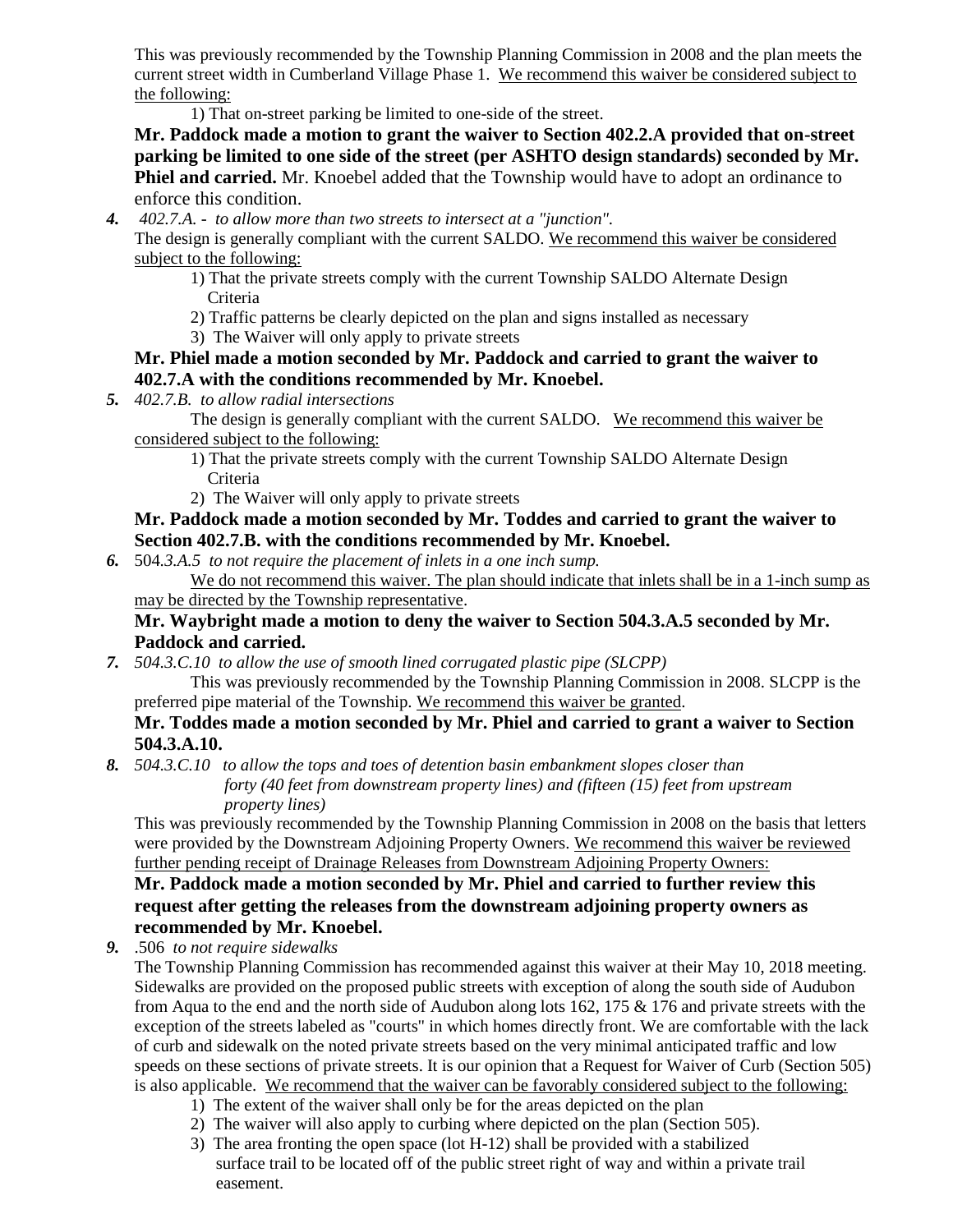This was previously recommended by the Township Planning Commission in 2008 and the plan meets the current street width in Cumberland Village Phase 1. We recommend this waiver be considered subject to the following:

1) That on-street parking be limited to one-side of the street.

**Mr. Paddock made a motion to grant the waiver to Section 402.2.A provided that on-street parking be limited to one side of the street (per ASHTO design standards) seconded by Mr. Phiel and carried.** Mr. Knoebel added that the Township would have to adopt an ordinance to enforce this condition.

4. *402.7.A. - to allow more than two streets to intersect at a "junction".*
The design is generally compliant with the current SALDO. We recommend this waiver be considered subject to the following:
   1) That the private streets comply with the current Township SALDO Alternate Design Criteria
   2) Traffic patterns be clearly depicted on the plan and signs installed as necessary
   3) The Waiver will only apply to private streets

**Mr. Phiel made a motion seconded by Mr. Paddock and carried to grant the waiver to 402.7.A with the conditions recommended by Mr. Knoebel.**

5. *402.7.B. to allow radial intersections*
The design is generally compliant with the current SALDO. We recommend this waiver be considered subject to the following:
   1) That the private streets comply with the current Township SALDO Alternate Design Criteria
   2) The Waiver will only apply to private streets

**Mr. Paddock made a motion seconded by Mr. Toddes and carried to grant the waiver to Section 402.7.B. with the conditions recommended by Mr. Knoebel.**

6. 504*.3.A.5 to not require the placement of inlets in a one inch sump.*
We do not recommend this waiver. The plan should indicate that inlets shall be in a 1-inch sump as may be directed by the Township representative.

**Mr. Waybright made a motion to deny the waiver to Section 504.3.A.5 seconded by Mr. Paddock and carried.**

7. *504.3.C.10 to allow the use of smooth lined corrugated plastic pipe (SLCPP)*
This was previously recommended by the Township Planning Commission in 2008. SLCPP is the preferred pipe material of the Township. We recommend this waiver be granted.

**Mr. Toddes made a motion seconded by Mr. Phiel and carried to grant a waiver to Section 504.3.A.10.**

8. *504.3.C.10 to allow the tops and toes of detention basin embankment slopes closer than forty (40 feet from downstream property lines) and (fifteen (15) feet from upstream property lines)*
This was previously recommended by the Township Planning Commission in 2008 on the basis that letters were provided by the Downstream Adjoining Property Owners. We recommend this waiver be reviewed further pending receipt of Drainage Releases from Downstream Adjoining Property Owners:

**Mr. Paddock made a motion seconded by Mr. Phiel and carried to further review this request after getting the releases from the downstream adjoining property owners as recommended by Mr. Knoebel.**

9. .506 *to not require sidewalks*
The Township Planning Commission has recommended against this waiver at their May 10, 2018 meeting. Sidewalks are provided on the proposed public streets with exception of along the south side of Audubon from Aqua to the end and the north side of Audubon along lots 162, 175 & 176 and private streets with the exception of the streets labeled as "courts" in which homes directly front. We are comfortable with the lack of curb and sidewalk on the noted private streets based on the very minimal anticipated traffic and low speeds on these sections of private streets. It is our opinion that a Request for Waiver of Curb (Section 505) is also applicable. We recommend that the waiver can be favorably considered subject to the following:
   1) The extent of the waiver shall only be for the areas depicted on the plan
   2) The waiver will also apply to curbing where depicted on the plan (Section 505).
   3) The area fronting the open space (lot H-12) shall be provided with a stabilized surface trail to be located off of the public street right of way and within a private trail easement.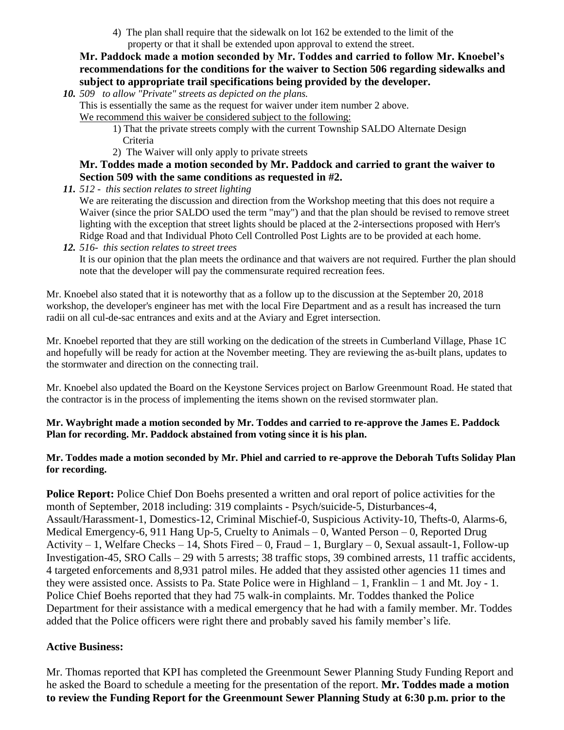4) The plan shall require that the sidewalk on lot 162 be extended to the limit of the property or that it shall be extended upon approval to extend the street.

**Mr. Paddock made a motion seconded by Mr. Toddes and carried to follow Mr. Knoebel's recommendations for the conditions for the waiver to Section 506 regarding sidewalks and subject to appropriate trail specifications being provided by the developer.**

***10.*** *509 to allow "Private" streets as depicted on the plans.*

This is essentially the same as the request for waiver under item number 2 above.

We recommend this waiver be considered subject to the following:

1) That the private streets comply with the current Township SALDO Alternate Design Criteria
2) The Waiver will only apply to private streets

**Mr. Toddes made a motion seconded by Mr. Paddock and carried to grant the waiver to Section 509 with the same conditions as requested in #2.**

***11.*** *512 - this section relates to street lighting*

We are reiterating the discussion and direction from the Workshop meeting that this does not require a Waiver (since the prior SALDO used the term "may") and that the plan should be revised to remove street lighting with the exception that street lights should be placed at the 2-intersections proposed with Herr's Ridge Road and that Individual Photo Cell Controlled Post Lights are to be provided at each home.

***12.*** *516- this section relates to street trees*

It is our opinion that the plan meets the ordinance and that waivers are not required. Further the plan should note that the developer will pay the commensurate required recreation fees.

Mr. Knoebel also stated that it is noteworthy that as a follow up to the discussion at the September 20, 2018 workshop, the developer's engineer has met with the local Fire Department and as a result has increased the turn radii on all cul-de-sac entrances and exits and at the Aviary and Egret intersection.

Mr. Knoebel reported that they are still working on the dedication of the streets in Cumberland Village, Phase 1C and hopefully will be ready for action at the November meeting. They are reviewing the as-built plans, updates to the stormwater and direction on the connecting trail.

Mr. Knoebel also updated the Board on the Keystone Services project on Barlow Greenmount Road. He stated that the contractor is in the process of implementing the items shown on the revised stormwater plan.

**Mr. Waybright made a motion seconded by Mr. Toddes and carried to re-approve the James E. Paddock Plan for recording. Mr. Paddock abstained from voting since it is his plan.**

**Mr. Toddes made a motion seconded by Mr. Phiel and carried to re-approve the Deborah Tufts Soliday Plan for recording.**

**Police Report:** Police Chief Don Boehs presented a written and oral report of police activities for the month of September, 2018 including: 319 complaints - Psych/suicide-5, Disturbances-4, Assault/Harassment-1, Domestics-12, Criminal Mischief-0, Suspicious Activity-10, Thefts-0, Alarms-6, Medical Emergency-6, 911 Hang Up-5, Cruelty to Animals – 0, Wanted Person – 0, Reported Drug Activity – 1, Welfare Checks – 14, Shots Fired – 0, Fraud – 1, Burglary – 0, Sexual assault-1, Follow-up Investigation-45, SRO Calls – 29 with 5 arrests; 38 traffic stops, 39 combined arrests, 11 traffic accidents, 4 targeted enforcements and 8,931 patrol miles. He added that they assisted other agencies 11 times and they were assisted once. Assists to Pa. State Police were in Highland – 1, Franklin – 1 and Mt. Joy - 1. Police Chief Boehs reported that they had 75 walk-in complaints. Mr. Toddes thanked the Police Department for their assistance with a medical emergency that he had with a family member. Mr. Toddes added that the Police officers were right there and probably saved his family member's life.

## Active Business:

Mr. Thomas reported that KPI has completed the Greenmount Sewer Planning Study Funding Report and he asked the Board to schedule a meeting for the presentation of the report. **Mr. Toddes made a motion to review the Funding Report for the Greenmount Sewer Planning Study at 6:30 p.m. prior to the**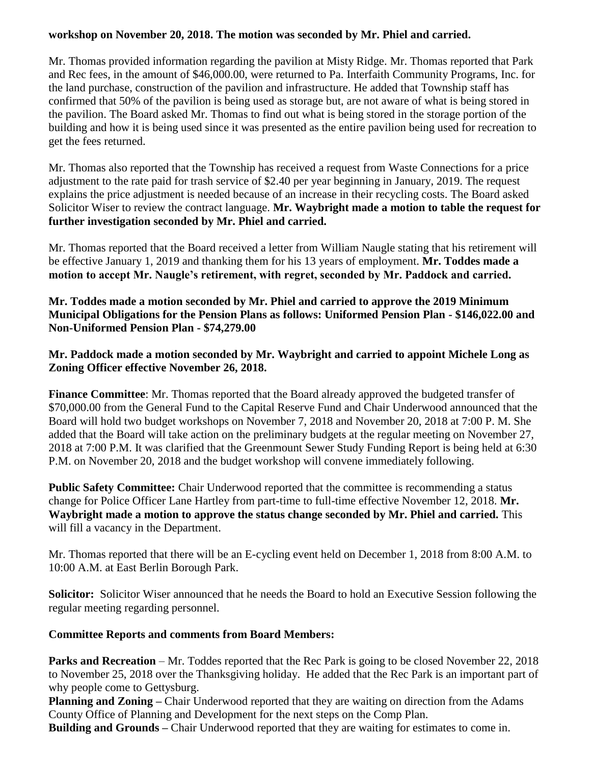**workshop on November 20, 2018. The motion was seconded by Mr. Phiel and carried.**

Mr. Thomas provided information regarding the pavilion at Misty Ridge. Mr. Thomas reported that Park and Rec fees, in the amount of $46,000.00, were returned to Pa. Interfaith Community Programs, Inc. for the land purchase, construction of the pavilion and infrastructure. He added that Township staff has confirmed that 50% of the pavilion is being used as storage but, are not aware of what is being stored in the pavilion. The Board asked Mr. Thomas to find out what is being stored in the storage portion of the building and how it is being used since it was presented as the entire pavilion being used for recreation to get the fees returned.

Mr. Thomas also reported that the Township has received a request from Waste Connections for a price adjustment to the rate paid for trash service of $2.40 per year beginning in January, 2019. The request explains the price adjustment is needed because of an increase in their recycling costs. The Board asked Solicitor Wiser to review the contract language. **Mr. Waybright made a motion to table the request for further investigation seconded by Mr. Phiel and carried.**

Mr. Thomas reported that the Board received a letter from William Naugle stating that his retirement will be effective January 1, 2019 and thanking them for his 13 years of employment. **Mr. Toddes made a motion to accept Mr. Naugle's retirement, with regret, seconded by Mr. Paddock and carried.**

**Mr. Toddes made a motion seconded by Mr. Phiel and carried to approve the 2019 Minimum Municipal Obligations for the Pension Plans as follows: Uniformed Pension Plan - $146,022.00 and Non-Uniformed Pension Plan - $74,279.00**

**Mr. Paddock made a motion seconded by Mr. Waybright and carried to appoint Michele Long as Zoning Officer effective November 26, 2018.**

**Finance Committee**: Mr. Thomas reported that the Board already approved the budgeted transfer of $70,000.00 from the General Fund to the Capital Reserve Fund and Chair Underwood announced that the Board will hold two budget workshops on November 7, 2018 and November 20, 2018 at 7:00 P. M. She added that the Board will take action on the preliminary budgets at the regular meeting on November 27, 2018 at 7:00 P.M. It was clarified that the Greenmount Sewer Study Funding Report is being held at 6:30 P.M. on November 20, 2018 and the budget workshop will convene immediately following.

**Public Safety Committee:** Chair Underwood reported that the committee is recommending a status change for Police Officer Lane Hartley from part-time to full-time effective November 12, 2018. **Mr. Waybright made a motion to approve the status change seconded by Mr. Phiel and carried.** This will fill a vacancy in the Department.

Mr. Thomas reported that there will be an E-cycling event held on December 1, 2018 from 8:00 A.M. to 10:00 A.M. at East Berlin Borough Park.

**Solicitor:** Solicitor Wiser announced that he needs the Board to hold an Executive Session following the regular meeting regarding personnel.

**Committee Reports and comments from Board Members:**

**Parks and Recreation** – Mr. Toddes reported that the Rec Park is going to be closed November 22, 2018 to November 25, 2018 over the Thanksgiving holiday. He added that the Rec Park is an important part of why people come to Gettysburg.

**Planning and Zoning –** Chair Underwood reported that they are waiting on direction from the Adams County Office of Planning and Development for the next steps on the Comp Plan.

**Building and Grounds –** Chair Underwood reported that they are waiting for estimates to come in.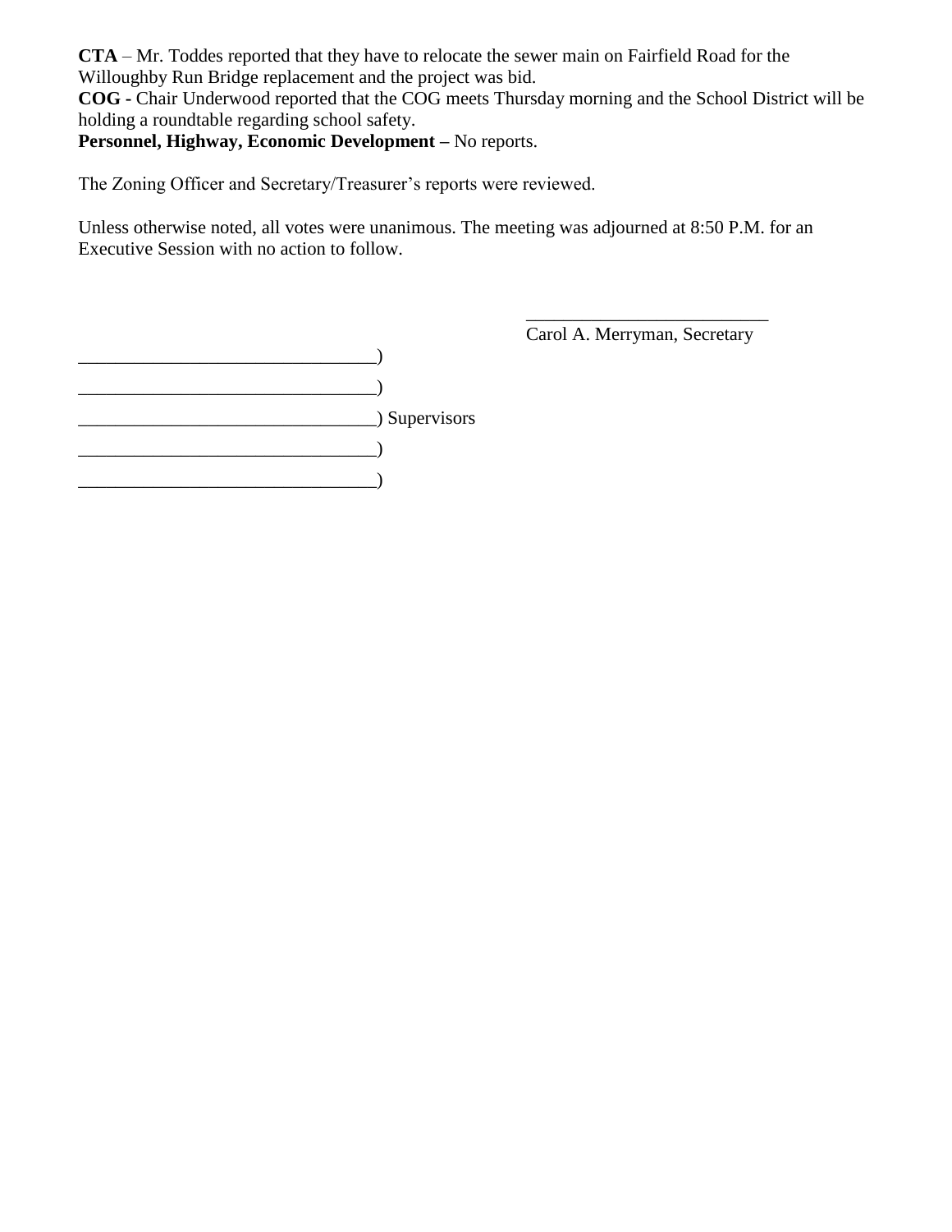**CTA** – Mr. Toddes reported that they have to relocate the sewer main on Fairfield Road for the Willoughby Run Bridge replacement and the project was bid.
**COG -** Chair Underwood reported that the COG meets Thursday morning and the School District will be holding a roundtable regarding school safety.
**Personnel, Highway, Economic Development –** No reports.

The Zoning Officer and Secretary/Treasurer's reports were reviewed.

Unless otherwise noted, all votes were unanimous. The meeting was adjourned at 8:50 P.M. for an Executive Session with no action to follow.

__________________________
Carol A. Merryman, Secretary

________________________________)
________________________________)
________________________________) Supervisors
________________________________)
________________________________)